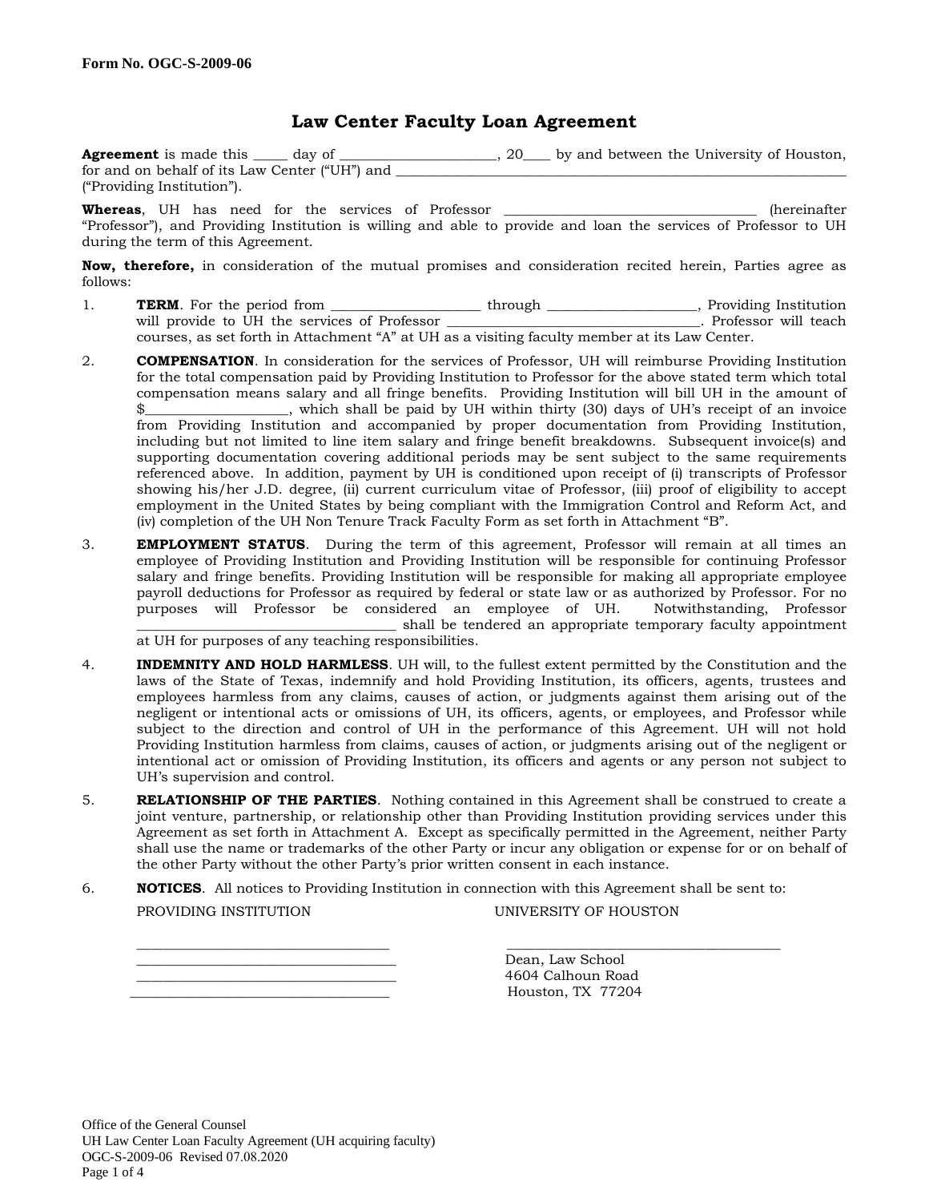**Form No. OGC-S-2009-06**

# Law Center Faculty Loan Agreement

**Agreement** is made this _____ day of ______________________, 20____ by and between the University of Houston, for and on behalf of its Law Center ("UH") and __________________________________________________________________ ("Providing Institution").

**Whereas**, UH has need for the services of Professor ___________________________________ (hereinafter "Professor"), and Providing Institution is willing and able to provide and loan the services of Professor to UH during the term of this Agreement.

**Now, therefore,** in consideration of the mutual promises and consideration recited herein, Parties agree as follows:

1. **TERM**. For the period from _____________________ through _____________________, Providing Institution will provide to UH the services of Professor ____________________________________. Professor will teach courses, as set forth in Attachment "A" at UH as a visiting faculty member at its Law Center.

2. **COMPENSATION**. In consideration for the services of Professor, UH will reimburse Providing Institution for the total compensation paid by Providing Institution to Professor for the above stated term which total compensation means salary and all fringe benefits. Providing Institution will bill UH in the amount of $____________________, which shall be paid by UH within thirty (30) days of UH's receipt of an invoice from Providing Institution and accompanied by proper documentation from Providing Institution, including but not limited to line item salary and fringe benefit breakdowns. Subsequent invoice(s) and supporting documentation covering additional periods may be sent subject to the same requirements referenced above. In addition, payment by UH is conditioned upon receipt of (i) transcripts of Professor showing his/her J.D. degree, (ii) current curriculum vitae of Professor, (iii) proof of eligibility to accept employment in the United States by being compliant with the Immigration Control and Reform Act, and (iv) completion of the UH Non Tenure Track Faculty Form as set forth in Attachment "B".

3. **EMPLOYMENT STATUS**. During the term of this agreement, Professor will remain at all times an employee of Providing Institution and Providing Institution will be responsible for continuing Professor salary and fringe benefits. Providing Institution will be responsible for making all appropriate employee payroll deductions for Professor as required by federal or state law or as authorized by Professor. For no purposes will Professor be considered an employee of UH. Notwithstanding, Professor _____________________________________ shall be tendered an appropriate temporary faculty appointment at UH for purposes of any teaching responsibilities.

4. **INDEMNITY AND HOLD HARMLESS**. UH will, to the fullest extent permitted by the Constitution and the laws of the State of Texas, indemnify and hold Providing Institution, its officers, agents, trustees and employees harmless from any claims, causes of action, or judgments against them arising out of the negligent or intentional acts or omissions of UH, its officers, agents, or employees, and Professor while subject to the direction and control of UH in the performance of this Agreement. UH will not hold Providing Institution harmless from claims, causes of action, or judgments arising out of the negligent or intentional act or omission of Providing Institution, its officers and agents or any person not subject to UH's supervision and control.

5. **RELATIONSHIP OF THE PARTIES**. Nothing contained in this Agreement shall be construed to create a joint venture, partnership, or relationship other than Providing Institution providing services under this Agreement as set forth in Attachment A. Except as specifically permitted in the Agreement, neither Party shall use the name or trademarks of the other Party or incur any obligation or expense for or on behalf of the other Party without the other Party's prior written consent in each instance.

6. **NOTICES**. All notices to Providing Institution in connection with this Agreement shall be sent to:

| PROVIDING INSTITUTION | UNIVERSITY OF HOUSTON |
|---|---|
| ___________________________________ | _______________________________________ |
| ___________________________________ | Dean, Law School |
| ___________________________________ | 4604 Calhoun Road |
| ___________________________________ | Houston, TX 77204 |

Office of the General Counsel
UH Law Center Loan Faculty Agreement (UH acquiring faculty)
OGC-S-2009-06 Revised 07.08.2020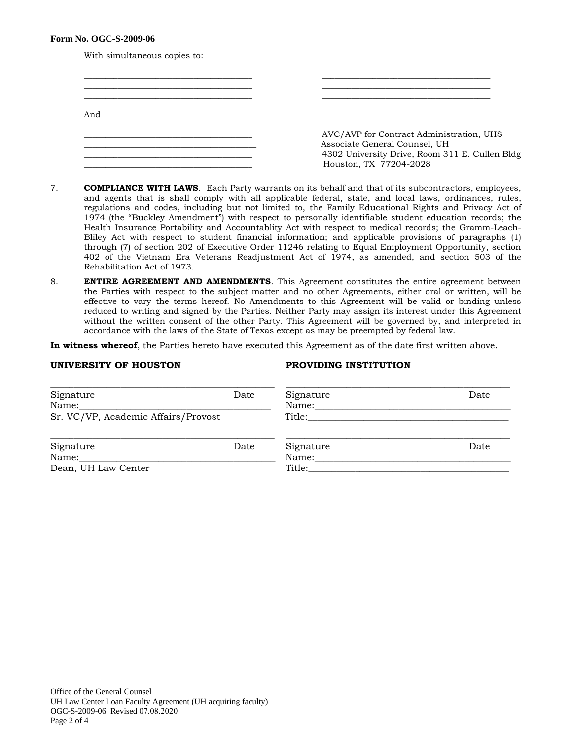**Form No. OGC-S-2009-06**

With simultaneous copies to:

\_\_\_\_\_\_\_\_\_\_\_\_\_\_\_\_\_\_\_\_\_\_\_\_\_\_\_\_\_\_\_\_\_\_\_\_\_ \_\_\_\_\_\_\_\_\_\_\_\_\_\_\_\_\_\_\_\_\_\_\_\_\_\_\_\_\_\_\_\_\_\_\_\_\_
\_\_\_\_\_\_\_\_\_\_\_\_\_\_\_\_\_\_\_\_\_\_\_\_\_\_\_\_\_\_\_\_\_\_\_\_\_ \_\_\_\_\_\_\_\_\_\_\_\_\_\_\_\_\_\_\_\_\_\_\_\_\_\_\_\_\_\_\_\_\_\_\_\_\_
\_\_\_\_\_\_\_\_\_\_\_\_\_\_\_\_\_\_\_\_\_\_\_\_\_\_\_\_\_\_\_\_\_\_\_\_\_ \_\_\_\_\_\_\_\_\_\_\_\_\_\_\_\_\_\_\_\_\_\_\_\_\_\_\_\_\_\_\_\_\_\_\_\_\_

And

\_\_\_\_\_\_\_\_\_\_\_\_\_\_\_\_\_\_\_\_\_\_\_\_\_\_\_\_\_\_\_\_\_\_\_\_\_ AVC/AVP for Contract Administration, UHS
\_\_\_\_\_\_\_\_\_\_\_\_\_\_\_\_\_\_\_\_\_\_\_\_\_\_\_\_\_\_\_\_\_\_\_\_\_ Associate General Counsel, UH
\_\_\_\_\_\_\_\_\_\_\_\_\_\_\_\_\_\_\_\_\_\_\_\_\_\_\_\_\_\_\_\_\_\_\_\_\_ 4302 University Drive, Room 311 E. Cullen Bldg
\_\_\_\_\_\_\_\_\_\_\_\_\_\_\_\_\_\_\_\_\_\_\_\_\_\_\_\_\_\_\_\_\_\_\_\_\_ Houston, TX 77204-2028

7. **COMPLIANCE WITH LAWS**. Each Party warrants on its behalf and that of its subcontractors, employees, and agents that is shall comply with all applicable federal, state, and local laws, ordinances, rules, regulations and codes, including but not limited to, the Family Educational Rights and Privacy Act of 1974 (the "Buckley Amendment") with respect to personally identifiable student education records; the Health Insurance Portability and Accountablity Act with respect to medical records; the Gramm-Leach-Bliley Act with respect to student financial information; and applicable provisions of paragraphs (1) through (7) of section 202 of Executive Order 11246 relating to Equal Employment Opportunity, section 402 of the Vietnam Era Veterans Readjustment Act of 1974, as amended, and section 503 of the Rehabilitation Act of 1973.

8. **ENTIRE AGREEMENT AND AMENDMENTS**. This Agreement constitutes the entire agreement between the Parties with respect to the subject matter and no other Agreements, either oral or written, will be effective to vary the terms hereof. No Amendments to this Agreement will be valid or binding unless reduced to writing and signed by the Parties. Neither Party may assign its interest under this Agreement without the written consent of the other Party. This Agreement will be governed by, and interpreted in accordance with the laws of the State of Texas except as may be preempted by federal law.

**In witness whereof**, the Parties hereto have executed this Agreement as of the date first written above.

| **UNIVERSITY OF HOUSTON** | **PROVIDING INSTITUTION** |
|---|---|
| \_\_\_\_\_\_\_\_\_\_\_\_\_\_\_\_\_\_\_\_\_\_\_\_\_\_\_\_\_\_\_\_\_\_\_\_\_ | \_\_\_\_\_\_\_\_\_\_\_\_\_\_\_\_\_\_\_\_\_\_\_\_\_\_\_\_\_\_\_\_\_\_\_\_\_ |
| Signature Date | Signature Date |
| Name:\_\_\_\_\_\_\_\_\_\_\_\_\_\_\_\_\_\_\_\_\_\_\_\_\_\_\_\_\_\_\_\_ | Name:\_\_\_\_\_\_\_\_\_\_\_\_\_\_\_\_\_\_\_\_\_\_\_\_\_\_\_\_\_\_\_\_ |
| Sr. VC/VP, Academic Affairs/Provost | Title:\_\_\_\_\_\_\_\_\_\_\_\_\_\_\_\_\_\_\_\_\_\_\_\_\_\_\_\_\_\_\_\_ |
| \_\_\_\_\_\_\_\_\_\_\_\_\_\_\_\_\_\_\_\_\_\_\_\_\_\_\_\_\_\_\_\_\_\_\_\_\_ | \_\_\_\_\_\_\_\_\_\_\_\_\_\_\_\_\_\_\_\_\_\_\_\_\_\_\_\_\_\_\_\_\_\_\_\_\_ |
| Signature Date | Signature Date |
| Name:\_\_\_\_\_\_\_\_\_\_\_\_\_\_\_\_\_\_\_\_\_\_\_\_\_\_\_\_\_\_\_\_ | Name:\_\_\_\_\_\_\_\_\_\_\_\_\_\_\_\_\_\_\_\_\_\_\_\_\_\_\_\_\_\_\_\_ |
| Dean, UH Law Center | Title:\_\_\_\_\_\_\_\_\_\_\_\_\_\_\_\_\_\_\_\_\_\_\_\_\_\_\_\_\_\_\_\_ |

Office of the General Counsel
UH Law Center Loan Faculty Agreement (UH acquiring faculty)
OGC-S-2009-06 Revised 07.08.2020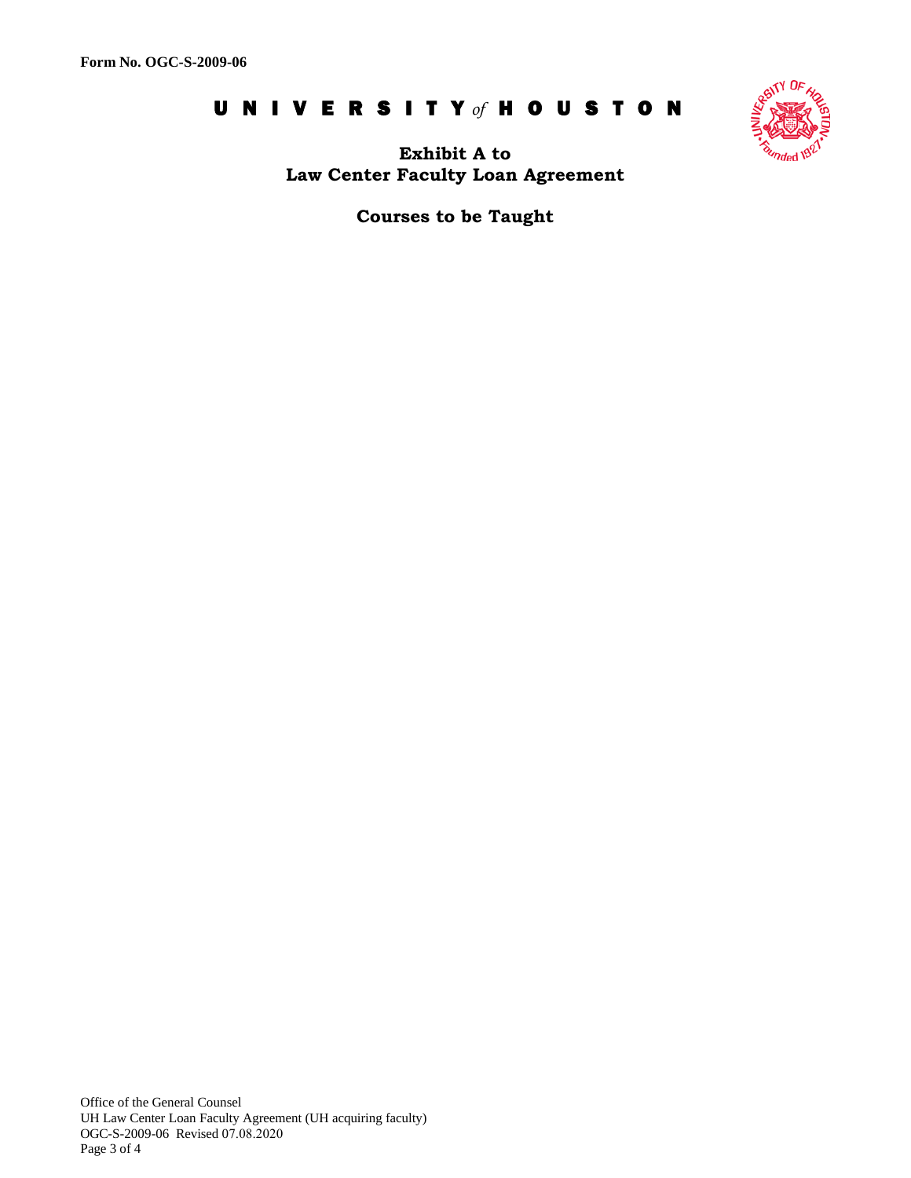Form No. OGC-S-2009-06

# UNIVERSITY of HOUSTON

## Exhibit A to
## Law Center Faculty Loan Agreement

### Courses to be Taught

Office of the General Counsel
UH Law Center Loan Faculty Agreement (UH acquiring faculty)
OGC-S-2009-06 Revised 07.08.2020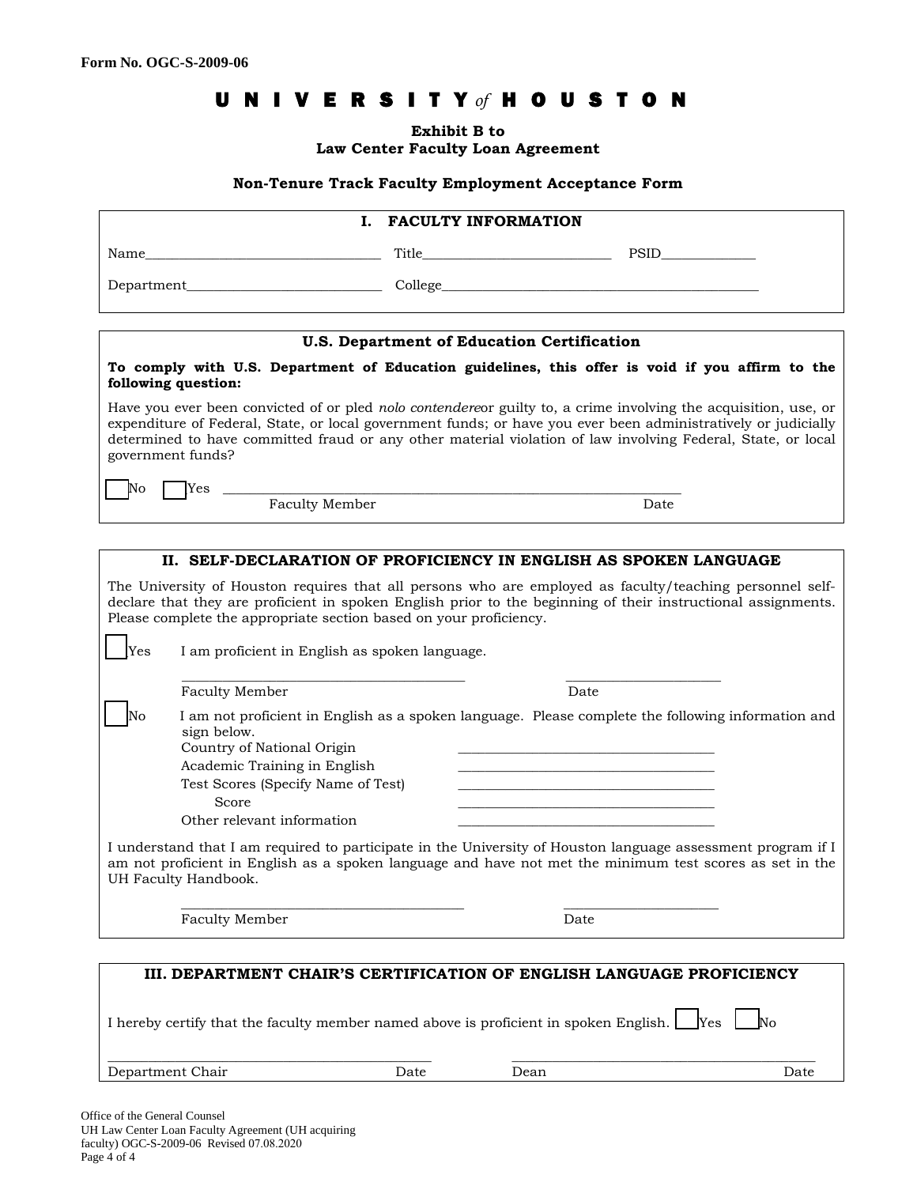Form No. OGC-S-2009-06

# UNIVERSITY *of* HOUSTON

**Exhibit B to**
**Law Center Faculty Loan Agreement**

**Non-Tenure Track Faculty Employment Acceptance Form**

## I. FACULTY INFORMATION

Name\_\_\_\_\_\_\_\_\_\_\_\_\_\_\_\_\_\_\_\_\_\_\_\_\_\_\_\_\_\_\_\_\_\_ Title\_\_\_\_\_\_\_\_\_\_\_\_\_\_\_\_\_\_\_\_\_\_\_\_\_\_\_ PSID\_\_\_\_\_\_\_\_\_\_\_\_\_

Department\_\_\_\_\_\_\_\_\_\_\_\_\_\_\_\_\_\_\_\_\_\_\_\_\_\_\_ College\_\_\_\_\_\_\_\_\_\_\_\_\_\_\_\_\_\_\_\_\_\_\_\_\_\_\_\_\_\_\_\_\_\_\_\_\_\_\_\_\_\_\_\_

## U.S. Department of Education Certification

**To comply with U.S. Department of Education guidelines, this offer is void if you affirm to the following question:**

Have you ever been convicted of or pled *nolo contendere*or guilty to, a crime involving the acquisition, use, or expenditure of Federal, State, or local government funds; or have you ever been administratively or judicially determined to have committed fraud or any other material violation of law involving Federal, State, or local government funds?

☐ No ☐ Yes \_\_\_\_\_\_\_\_\_\_\_\_\_\_\_\_\_\_\_\_\_\_\_\_\_\_\_\_\_\_\_\_\_\_\_\_\_\_\_\_\_\_\_\_\_\_\_\_\_\_\_\_\_\_\_\_\_\_\_\_
Faculty Member Date

## II. SELF-DECLARATION OF PROFICIENCY IN ENGLISH AS SPOKEN LANGUAGE

The University of Houston requires that all persons who are employed as faculty/teaching personnel self-declare that they are proficient in spoken English prior to the beginning of their instructional assignments. Please complete the appropriate section based on your proficiency.

☐ Yes I am proficient in English as spoken language.

\_\_\_\_\_\_\_\_\_\_\_\_\_\_\_\_\_\_\_\_\_\_\_\_\_\_\_\_\_\_\_\_\_\_\_\_\_\_\_ \_\_\_\_\_\_\_\_\_\_\_\_\_\_\_\_\_\_\_\_\_\_
Faculty Member Date

☐ No I am not proficient in English as a spoken language. Please complete the following information and sign below.

Country of National Origin \_\_\_\_\_\_\_\_\_\_\_\_\_\_\_\_\_\_\_\_\_\_\_\_\_\_\_\_\_\_\_\_\_\_\_\_
Academic Training in English \_\_\_\_\_\_\_\_\_\_\_\_\_\_\_\_\_\_\_\_\_\_\_\_\_\_\_\_\_\_\_\_\_\_\_\_
Test Scores (Specify Name of Test) \_\_\_\_\_\_\_\_\_\_\_\_\_\_\_\_\_\_\_\_\_\_\_\_\_\_\_\_\_\_\_\_\_\_\_\_
Score \_\_\_\_\_\_\_\_\_\_\_\_\_\_\_\_\_\_\_\_\_\_\_\_\_\_\_\_\_\_\_\_\_\_\_\_
Other relevant information \_\_\_\_\_\_\_\_\_\_\_\_\_\_\_\_\_\_\_\_\_\_\_\_\_\_\_\_\_\_\_\_\_\_\_\_

I understand that I am required to participate in the University of Houston language assessment program if I am not proficient in English as a spoken language and have not met the minimum test scores as set in the UH Faculty Handbook.

\_\_\_\_\_\_\_\_\_\_\_\_\_\_\_\_\_\_\_\_\_\_\_\_\_\_\_\_\_\_\_\_\_\_\_\_\_\_\_ \_\_\_\_\_\_\_\_\_\_\_\_\_\_\_\_\_\_\_\_\_\_
Faculty Member Date

## III. DEPARTMENT CHAIR'S CERTIFICATION OF ENGLISH LANGUAGE PROFICIENCY

I hereby certify that the faculty member named above is proficient in spoken English. ☐ Yes ☐ No

\_\_\_\_\_\_\_\_\_\_\_\_\_\_\_\_\_\_\_\_\_\_\_\_\_\_\_\_\_\_\_\_\_\_\_\_\_\_\_\_\_\_\_\_ \_\_\_\_\_\_\_\_\_\_\_\_\_\_\_\_\_\_\_\_\_\_\_\_\_\_\_\_\_\_\_\_\_\_\_\_\_\_\_\_\_\_\_\_
Department Chair Date Dean Date

Office of the General Counsel
UH Law Center Loan Faculty Agreement (UH acquiring faculty) OGC-S-2009-06 Revised 07.08.2020